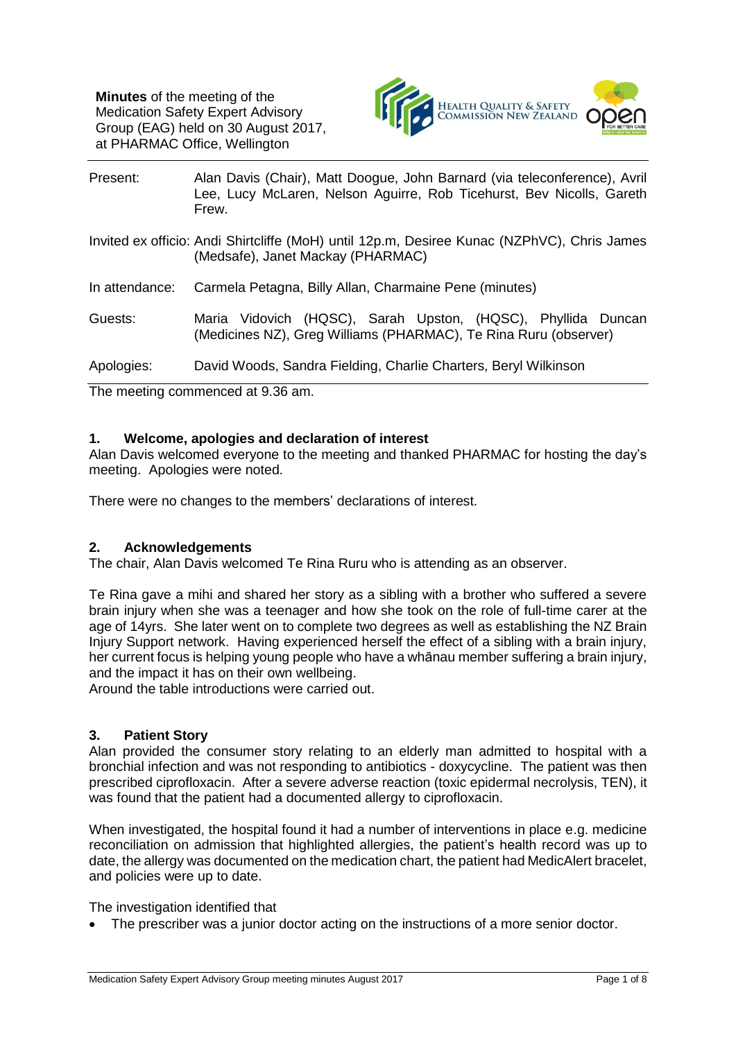**Minutes** of the meeting of the Medication Safety Expert Advisory Group (EAG) held on 30 August 2017, at PHARMAC Office, Wellington

| | |
|---|---|
| Present: | Alan Davis (Chair), Matt Doogue, John Barnard (via teleconference), Avril Lee, Lucy McLaren, Nelson Aguirre, Rob Ticehurst, Bev Nicolls, Gareth Frew. |
| Invited ex officio: | Andi Shirtcliffe (MoH) until 12p.m, Desiree Kunac (NZPhVC), Chris James (Medsafe), Janet Mackay (PHARMAC) |
| In attendance: | Carmela Petagna, Billy Allan, Charmaine Pene (minutes) |
| Guests: | Maria Vidovich (HQSC), Sarah Upston, (HQSC), Phyllida Duncan (Medicines NZ), Greg Williams (PHARMAC), Te Rina Ruru (observer) |
| Apologies: | David Woods, Sandra Fielding, Charlie Charters, Beryl Wilkinson |

The meeting commenced at 9.36 am.

## 1. Welcome, apologies and declaration of interest

Alan Davis welcomed everyone to the meeting and thanked PHARMAC for hosting the day's meeting. Apologies were noted.

There were no changes to the members' declarations of interest.

## 2. Acknowledgements

The chair, Alan Davis welcomed Te Rina Ruru who is attending as an observer.

Te Rina gave a mihi and shared her story as a sibling with a brother who suffered a severe brain injury when she was a teenager and how she took on the role of full-time carer at the age of 14yrs. She later went on to complete two degrees as well as establishing the NZ Brain Injury Support network. Having experienced herself the effect of a sibling with a brain injury, her current focus is helping young people who have a whānau member suffering a brain injury, and the impact it has on their own wellbeing.

Around the table introductions were carried out.

## 3. Patient Story

Alan provided the consumer story relating to an elderly man admitted to hospital with a bronchial infection and was not responding to antibiotics - doxycycline. The patient was then prescribed ciprofloxacin. After a severe adverse reaction (toxic epidermal necrolysis, TEN), it was found that the patient had a documented allergy to ciprofloxacin.

When investigated, the hospital found it had a number of interventions in place e.g. medicine reconciliation on admission that highlighted allergies, the patient's health record was up to date, the allergy was documented on the medication chart, the patient had MedicAlert bracelet, and policies were up to date.

The investigation identified that

- The prescriber was a junior doctor acting on the instructions of a more senior doctor.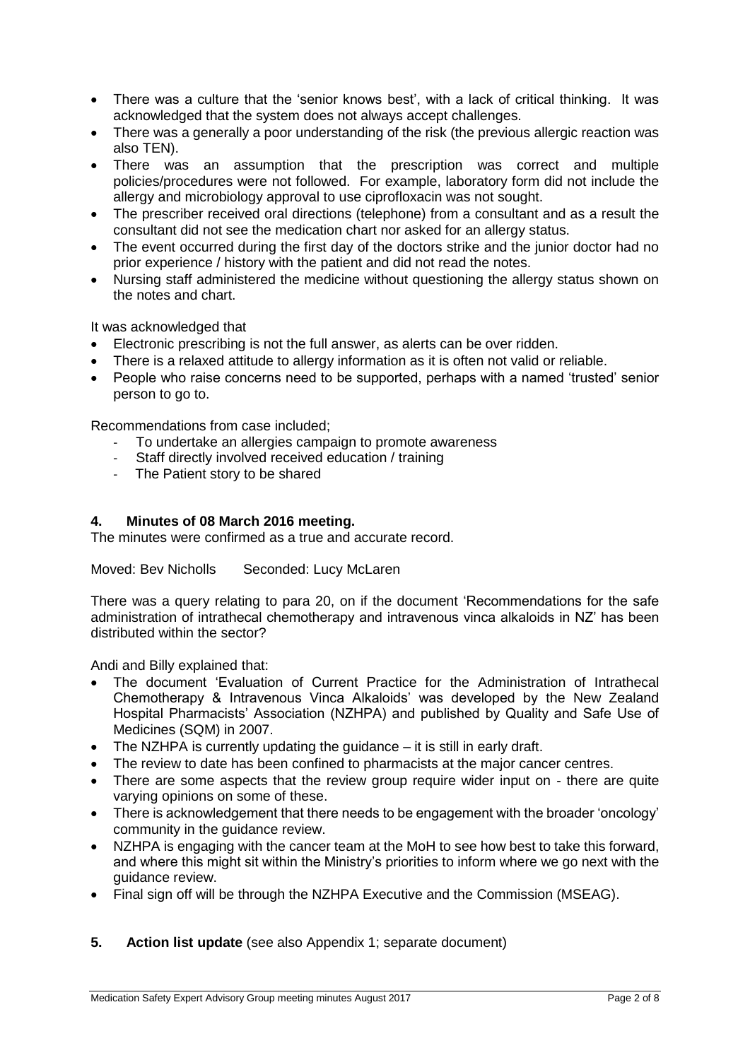- There was a culture that the 'senior knows best', with a lack of critical thinking. It was acknowledged that the system does not always accept challenges.
- There was a generally a poor understanding of the risk (the previous allergic reaction was also TEN).
- There was an assumption that the prescription was correct and multiple policies/procedures were not followed. For example, laboratory form did not include the allergy and microbiology approval to use ciprofloxacin was not sought.
- The prescriber received oral directions (telephone) from a consultant and as a result the consultant did not see the medication chart nor asked for an allergy status.
- The event occurred during the first day of the doctors strike and the junior doctor had no prior experience / history with the patient and did not read the notes.
- Nursing staff administered the medicine without questioning the allergy status shown on the notes and chart.

It was acknowledged that

- Electronic prescribing is not the full answer, as alerts can be over ridden.
- There is a relaxed attitude to allergy information as it is often not valid or reliable.
- People who raise concerns need to be supported, perhaps with a named 'trusted' senior person to go to.

Recommendations from case included;

- To undertake an allergies campaign to promote awareness
- Staff directly involved received education / training
- The Patient story to be shared

## 4. Minutes of 08 March 2016 meeting.

The minutes were confirmed as a true and accurate record.

Moved: Bev Nicholls Seconded: Lucy McLaren

There was a query relating to para 20, on if the document 'Recommendations for the safe administration of intrathecal chemotherapy and intravenous vinca alkaloids in NZ' has been distributed within the sector?

Andi and Billy explained that:

- The document 'Evaluation of Current Practice for the Administration of Intrathecal Chemotherapy & Intravenous Vinca Alkaloids' was developed by the New Zealand Hospital Pharmacists' Association (NZHPA) and published by Quality and Safe Use of Medicines (SQM) in 2007.
- The NZHPA is currently updating the guidance – it is still in early draft.
- The review to date has been confined to pharmacists at the major cancer centres.
- There are some aspects that the review group require wider input on - there are quite varying opinions on some of these.
- There is acknowledgement that there needs to be engagement with the broader 'oncology' community in the guidance review.
- NZHPA is engaging with the cancer team at the MoH to see how best to take this forward, and where this might sit within the Ministry's priorities to inform where we go next with the guidance review.
- Final sign off will be through the NZHPA Executive and the Commission (MSEAG).

## 5. Action list update (see also Appendix 1; separate document)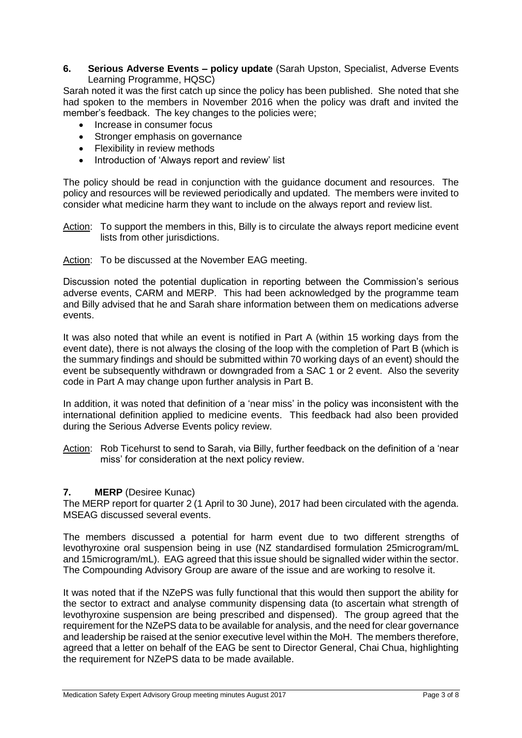## 6. Serious Adverse Events – policy update (Sarah Upston, Specialist, Adverse Events Learning Programme, HQSC)

Sarah noted it was the first catch up since the policy has been published. She noted that she had spoken to the members in November 2016 when the policy was draft and invited the member's feedback. The key changes to the policies were;

- Increase in consumer focus
- Stronger emphasis on governance
- Flexibility in review methods
- Introduction of 'Always report and review' list

The policy should be read in conjunction with the guidance document and resources. The policy and resources will be reviewed periodically and updated. The members were invited to consider what medicine harm they want to include on the always report and review list.

Action: To support the members in this, Billy is to circulate the always report medicine event lists from other jurisdictions.

Action: To be discussed at the November EAG meeting.

Discussion noted the potential duplication in reporting between the Commission's serious adverse events, CARM and MERP. This had been acknowledged by the programme team and Billy advised that he and Sarah share information between them on medications adverse events.

It was also noted that while an event is notified in Part A (within 15 working days from the event date), there is not always the closing of the loop with the completion of Part B (which is the summary findings and should be submitted within 70 working days of an event) should the event be subsequently withdrawn or downgraded from a SAC 1 or 2 event. Also the severity code in Part A may change upon further analysis in Part B.

In addition, it was noted that definition of a 'near miss' in the policy was inconsistent with the international definition applied to medicine events. This feedback had also been provided during the Serious Adverse Events policy review.

Action: Rob Ticehurst to send to Sarah, via Billy, further feedback on the definition of a 'near miss' for consideration at the next policy review.

## 7. MERP (Desiree Kunac)

The MERP report for quarter 2 (1 April to 30 June), 2017 had been circulated with the agenda. MSEAG discussed several events.

The members discussed a potential for harm event due to two different strengths of levothyroxine oral suspension being in use (NZ standardised formulation 25microgram/mL and 15microgram/mL). EAG agreed that this issue should be signalled wider within the sector. The Compounding Advisory Group are aware of the issue and are working to resolve it.

It was noted that if the NZePS was fully functional that this would then support the ability for the sector to extract and analyse community dispensing data (to ascertain what strength of levothyroxine suspension are being prescribed and dispensed). The group agreed that the requirement for the NZePS data to be available for analysis, and the need for clear governance and leadership be raised at the senior executive level within the MoH. The members therefore, agreed that a letter on behalf of the EAG be sent to Director General, Chai Chua, highlighting the requirement for NZePS data to be made available.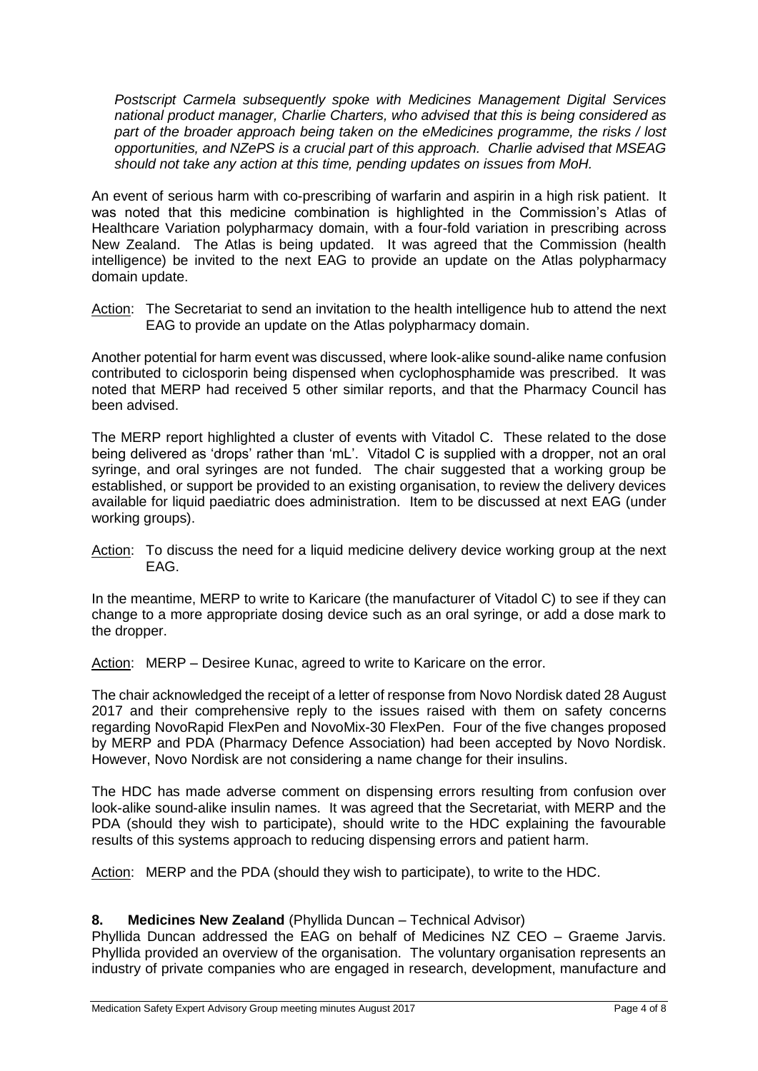*Postscript Carmela subsequently spoke with Medicines Management Digital Services national product manager, Charlie Charters, who advised that this is being considered as part of the broader approach being taken on the eMedicines programme, the risks / lost opportunities, and NZePS is a crucial part of this approach. Charlie advised that MSEAG should not take any action at this time, pending updates on issues from MoH.*

An event of serious harm with co-prescribing of warfarin and aspirin in a high risk patient. It was noted that this medicine combination is highlighted in the Commission's Atlas of Healthcare Variation polypharmacy domain, with a four-fold variation in prescribing across New Zealand. The Atlas is being updated. It was agreed that the Commission (health intelligence) be invited to the next EAG to provide an update on the Atlas polypharmacy domain update.

Action: The Secretariat to send an invitation to the health intelligence hub to attend the next EAG to provide an update on the Atlas polypharmacy domain.

Another potential for harm event was discussed, where look-alike sound-alike name confusion contributed to ciclosporin being dispensed when cyclophosphamide was prescribed. It was noted that MERP had received 5 other similar reports, and that the Pharmacy Council has been advised.

The MERP report highlighted a cluster of events with Vitadol C. These related to the dose being delivered as 'drops' rather than 'mL'. Vitadol C is supplied with a dropper, not an oral syringe, and oral syringes are not funded. The chair suggested that a working group be established, or support be provided to an existing organisation, to review the delivery devices available for liquid paediatric does administration. Item to be discussed at next EAG (under working groups).

Action: To discuss the need for a liquid medicine delivery device working group at the next EAG.

In the meantime, MERP to write to Karicare (the manufacturer of Vitadol C) to see if they can change to a more appropriate dosing device such as an oral syringe, or add a dose mark to the dropper.

Action: MERP – Desiree Kunac, agreed to write to Karicare on the error.

The chair acknowledged the receipt of a letter of response from Novo Nordisk dated 28 August 2017 and their comprehensive reply to the issues raised with them on safety concerns regarding NovoRapid FlexPen and NovoMix-30 FlexPen. Four of the five changes proposed by MERP and PDA (Pharmacy Defence Association) had been accepted by Novo Nordisk. However, Novo Nordisk are not considering a name change for their insulins.

The HDC has made adverse comment on dispensing errors resulting from confusion over look-alike sound-alike insulin names. It was agreed that the Secretariat, with MERP and the PDA (should they wish to participate), should write to the HDC explaining the favourable results of this systems approach to reducing dispensing errors and patient harm.

Action: MERP and the PDA (should they wish to participate), to write to the HDC.

## 8. Medicines New Zealand (Phyllida Duncan – Technical Advisor)

Phyllida Duncan addressed the EAG on behalf of Medicines NZ CEO – Graeme Jarvis. Phyllida provided an overview of the organisation. The voluntary organisation represents an industry of private companies who are engaged in research, development, manufacture and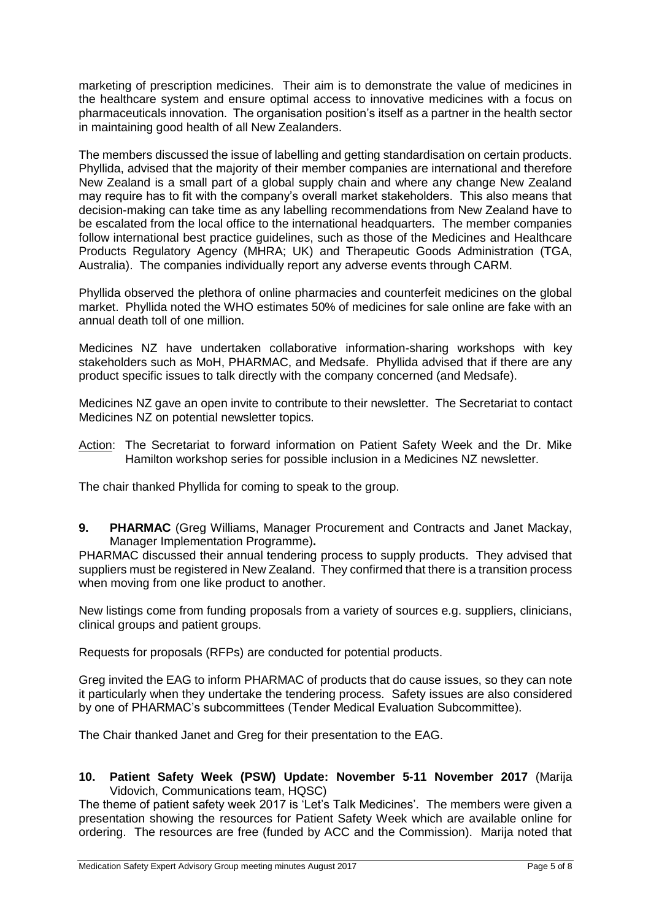marketing of prescription medicines. Their aim is to demonstrate the value of medicines in the healthcare system and ensure optimal access to innovative medicines with a focus on pharmaceuticals innovation. The organisation position's itself as a partner in the health sector in maintaining good health of all New Zealanders.

The members discussed the issue of labelling and getting standardisation on certain products. Phyllida, advised that the majority of their member companies are international and therefore New Zealand is a small part of a global supply chain and where any change New Zealand may require has to fit with the company's overall market stakeholders. This also means that decision-making can take time as any labelling recommendations from New Zealand have to be escalated from the local office to the international headquarters. The member companies follow international best practice guidelines, such as those of the Medicines and Healthcare Products Regulatory Agency (MHRA; UK) and Therapeutic Goods Administration (TGA, Australia). The companies individually report any adverse events through CARM.

Phyllida observed the plethora of online pharmacies and counterfeit medicines on the global market. Phyllida noted the WHO estimates 50% of medicines for sale online are fake with an annual death toll of one million.

Medicines NZ have undertaken collaborative information-sharing workshops with key stakeholders such as MoH, PHARMAC, and Medsafe. Phyllida advised that if there are any product specific issues to talk directly with the company concerned (and Medsafe).

Medicines NZ gave an open invite to contribute to their newsletter. The Secretariat to contact Medicines NZ on potential newsletter topics.

Action: The Secretariat to forward information on Patient Safety Week and the Dr. Mike Hamilton workshop series for possible inclusion in a Medicines NZ newsletter.

The chair thanked Phyllida for coming to speak to the group.

**9. PHARMAC** (Greg Williams, Manager Procurement and Contracts and Janet Mackay, Manager Implementation Programme)**.**

PHARMAC discussed their annual tendering process to supply products. They advised that suppliers must be registered in New Zealand. They confirmed that there is a transition process when moving from one like product to another.

New listings come from funding proposals from a variety of sources e.g. suppliers, clinicians, clinical groups and patient groups.

Requests for proposals (RFPs) are conducted for potential products.

Greg invited the EAG to inform PHARMAC of products that do cause issues, so they can note it particularly when they undertake the tendering process. Safety issues are also considered by one of PHARMAC's subcommittees (Tender Medical Evaluation Subcommittee).

The Chair thanked Janet and Greg for their presentation to the EAG.

**10. Patient Safety Week (PSW) Update: November 5-11 November 2017** (Marija Vidovich, Communications team, HQSC)

The theme of patient safety week 2017 is 'Let's Talk Medicines'. The members were given a presentation showing the resources for Patient Safety Week which are available online for ordering. The resources are free (funded by ACC and the Commission). Marija noted that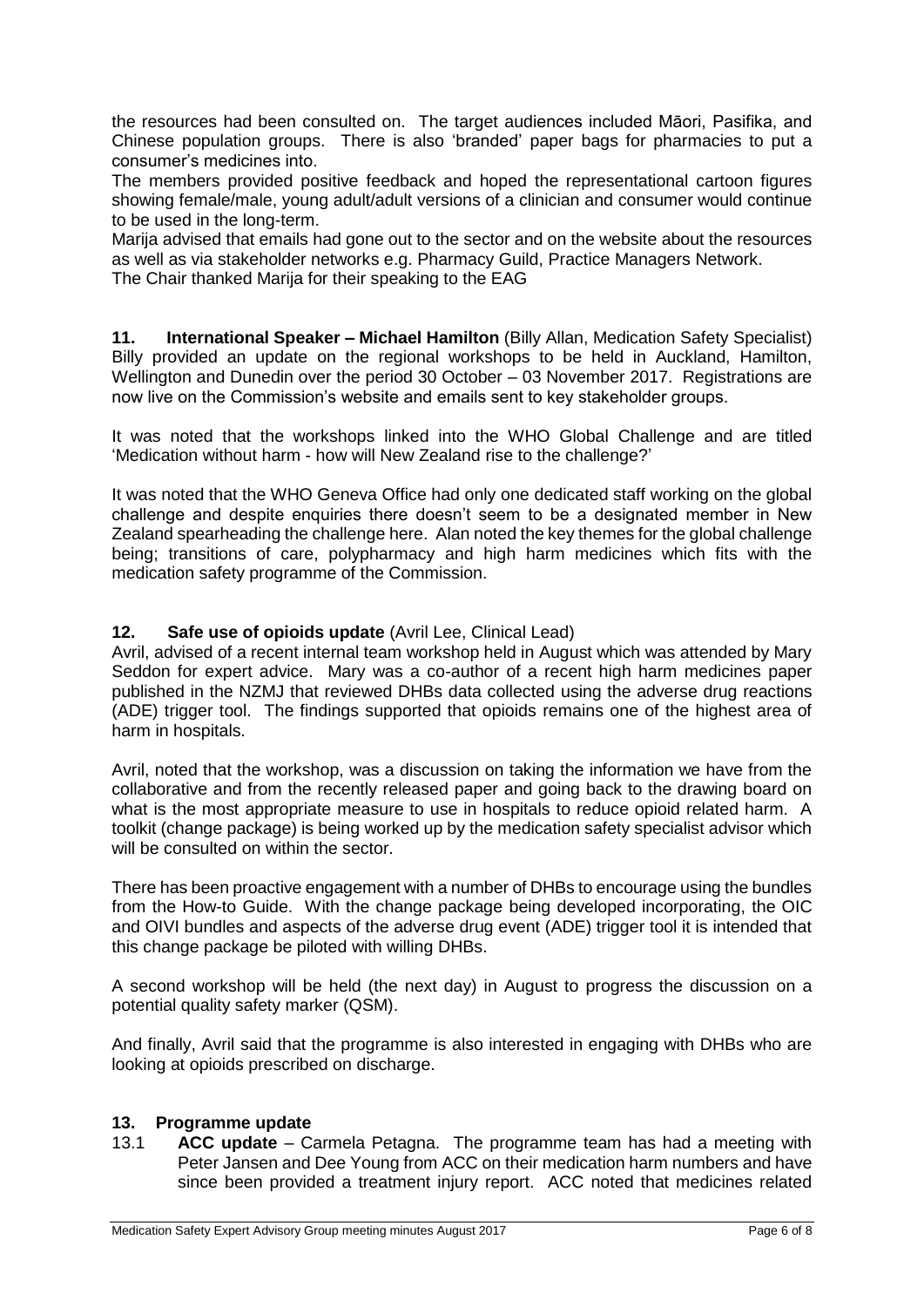the resources had been consulted on. The target audiences included Māori, Pasifika, and Chinese population groups. There is also 'branded' paper bags for pharmacies to put a consumer's medicines into.

The members provided positive feedback and hoped the representational cartoon figures showing female/male, young adult/adult versions of a clinician and consumer would continue to be used in the long-term.

Marija advised that emails had gone out to the sector and on the website about the resources as well as via stakeholder networks e.g. Pharmacy Guild, Practice Managers Network.

The Chair thanked Marija for their speaking to the EAG

**11. International Speaker – Michael Hamilton** (Billy Allan, Medication Safety Specialist)

Billy provided an update on the regional workshops to be held in Auckland, Hamilton, Wellington and Dunedin over the period 30 October – 03 November 2017. Registrations are now live on the Commission's website and emails sent to key stakeholder groups.

It was noted that the workshops linked into the WHO Global Challenge and are titled 'Medication without harm - how will New Zealand rise to the challenge?'

It was noted that the WHO Geneva Office had only one dedicated staff working on the global challenge and despite enquiries there doesn't seem to be a designated member in New Zealand spearheading the challenge here. Alan noted the key themes for the global challenge being; transitions of care, polypharmacy and high harm medicines which fits with the medication safety programme of the Commission.

**12. Safe use of opioids update** (Avril Lee, Clinical Lead)

Avril, advised of a recent internal team workshop held in August which was attended by Mary Seddon for expert advice. Mary was a co-author of a recent high harm medicines paper published in the NZMJ that reviewed DHBs data collected using the adverse drug reactions (ADE) trigger tool. The findings supported that opioids remains one of the highest area of harm in hospitals.

Avril, noted that the workshop, was a discussion on taking the information we have from the collaborative and from the recently released paper and going back to the drawing board on what is the most appropriate measure to use in hospitals to reduce opioid related harm. A toolkit (change package) is being worked up by the medication safety specialist advisor which will be consulted on within the sector.

There has been proactive engagement with a number of DHBs to encourage using the bundles from the How-to Guide. With the change package being developed incorporating, the OIC and OIVI bundles and aspects of the adverse drug event (ADE) trigger tool it is intended that this change package be piloted with willing DHBs.

A second workshop will be held (the next day) in August to progress the discussion on a potential quality safety marker (QSM).

And finally, Avril said that the programme is also interested in engaging with DHBs who are looking at opioids prescribed on discharge.

**13. Programme update**

13.1 **ACC update** – Carmela Petagna. The programme team has had a meeting with Peter Jansen and Dee Young from ACC on their medication harm numbers and have since been provided a treatment injury report. ACC noted that medicines related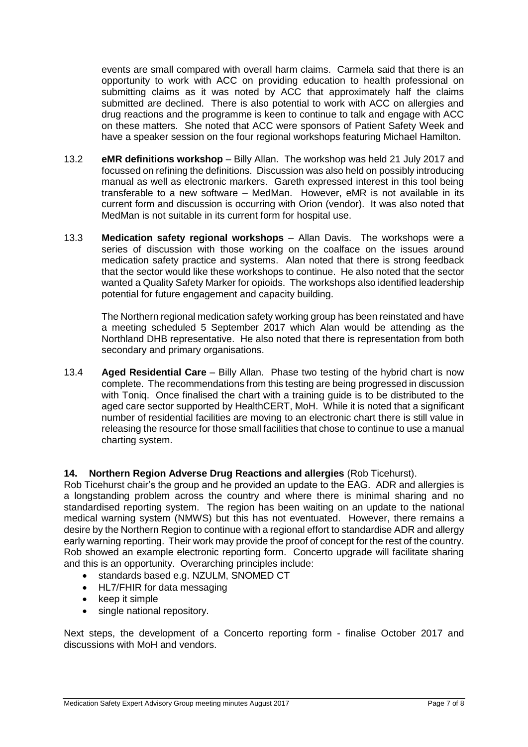events are small compared with overall harm claims. Carmela said that there is an opportunity to work with ACC on providing education to health professional on submitting claims as it was noted by ACC that approximately half the claims submitted are declined. There is also potential to work with ACC on allergies and drug reactions and the programme is keen to continue to talk and engage with ACC on these matters. She noted that ACC were sponsors of Patient Safety Week and have a speaker session on the four regional workshops featuring Michael Hamilton.

13.2 **eMR definitions workshop** – Billy Allan. The workshop was held 21 July 2017 and focussed on refining the definitions. Discussion was also held on possibly introducing manual as well as electronic markers. Gareth expressed interest in this tool being transferable to a new software – MedMan. However, eMR is not available in its current form and discussion is occurring with Orion (vendor). It was also noted that MedMan is not suitable in its current form for hospital use.

13.3 **Medication safety regional workshops** – Allan Davis. The workshops were a series of discussion with those working on the coalface on the issues around medication safety practice and systems. Alan noted that there is strong feedback that the sector would like these workshops to continue. He also noted that the sector wanted a Quality Safety Marker for opioids. The workshops also identified leadership potential for future engagement and capacity building.

The Northern regional medication safety working group has been reinstated and have a meeting scheduled 5 September 2017 which Alan would be attending as the Northland DHB representative. He also noted that there is representation from both secondary and primary organisations.

13.4 **Aged Residential Care** – Billy Allan. Phase two testing of the hybrid chart is now complete. The recommendations from this testing are being progressed in discussion with Toniq. Once finalised the chart with a training guide is to be distributed to the aged care sector supported by HealthCERT, MoH. While it is noted that a significant number of residential facilities are moving to an electronic chart there is still value in releasing the resource for those small facilities that chose to continue to use a manual charting system.

## 14. Northern Region Adverse Drug Reactions and allergies (Rob Ticehurst).

Rob Ticehurst chair's the group and he provided an update to the EAG. ADR and allergies is a longstanding problem across the country and where there is minimal sharing and no standardised reporting system. The region has been waiting on an update to the national medical warning system (NMWS) but this has not eventuated. However, there remains a desire by the Northern Region to continue with a regional effort to standardise ADR and allergy early warning reporting. Their work may provide the proof of concept for the rest of the country. Rob showed an example electronic reporting form. Concerto upgrade will facilitate sharing and this is an opportunity. Overarching principles include:

- standards based e.g. NZULM, SNOMED CT
- HL7/FHIR for data messaging
- keep it simple
- single national repository.

Next steps, the development of a Concerto reporting form - finalise October 2017 and discussions with MoH and vendors.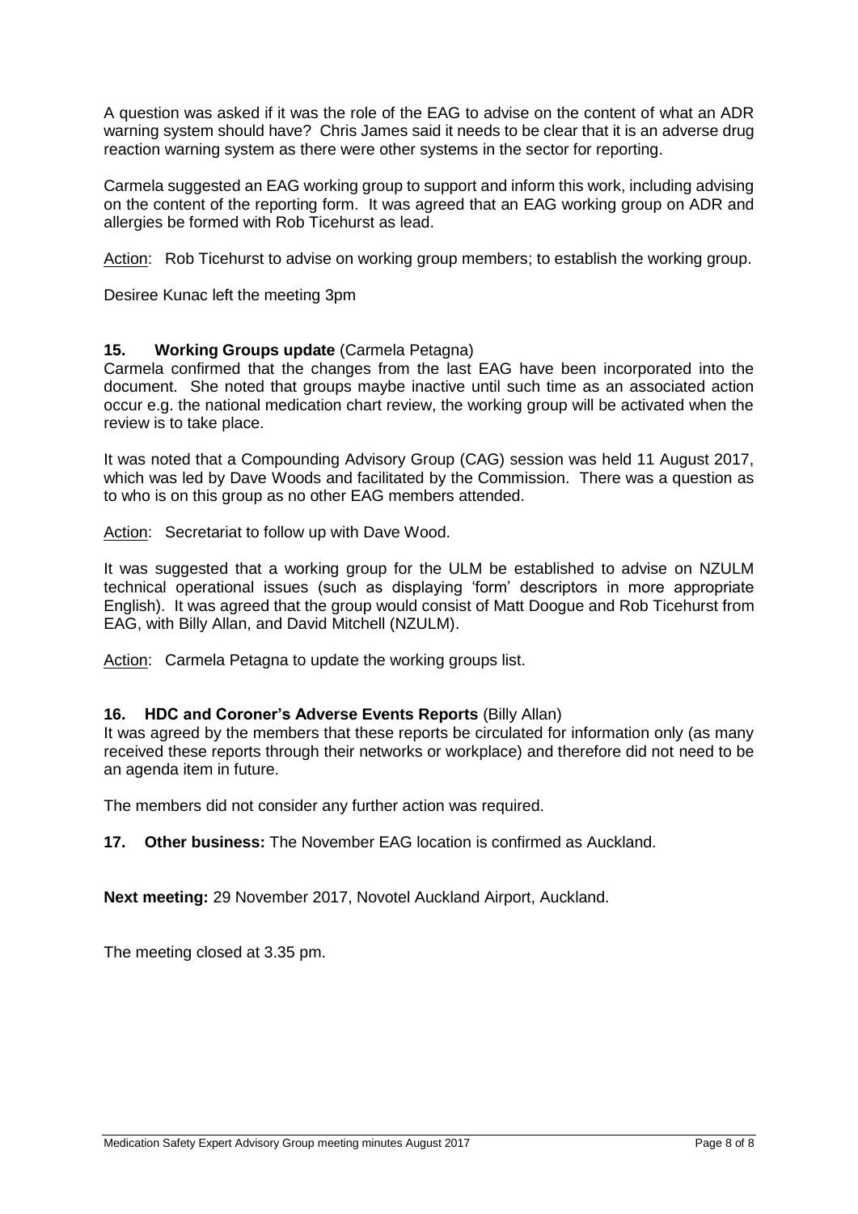A question was asked if it was the role of the EAG to advise on the content of what an ADR warning system should have? Chris James said it needs to be clear that it is an adverse drug reaction warning system as there were other systems in the sector for reporting.

Carmela suggested an EAG working group to support and inform this work, including advising on the content of the reporting form. It was agreed that an EAG working group on ADR and allergies be formed with Rob Ticehurst as lead.

Action: Rob Ticehurst to advise on working group members; to establish the working group.

Desiree Kunac left the meeting 3pm

## 15. Working Groups update (Carmela Petagna)

Carmela confirmed that the changes from the last EAG have been incorporated into the document. She noted that groups maybe inactive until such time as an associated action occur e.g. the national medication chart review, the working group will be activated when the review is to take place.

It was noted that a Compounding Advisory Group (CAG) session was held 11 August 2017, which was led by Dave Woods and facilitated by the Commission. There was a question as to who is on this group as no other EAG members attended.

Action: Secretariat to follow up with Dave Wood.

It was suggested that a working group for the ULM be established to advise on NZULM technical operational issues (such as displaying 'form' descriptors in more appropriate English). It was agreed that the group would consist of Matt Doogue and Rob Ticehurst from EAG, with Billy Allan, and David Mitchell (NZULM).

Action: Carmela Petagna to update the working groups list.

## 16. HDC and Coroner's Adverse Events Reports (Billy Allan)

It was agreed by the members that these reports be circulated for information only (as many received these reports through their networks or workplace) and therefore did not need to be an agenda item in future.

The members did not consider any further action was required.

**17. Other business:** The November EAG location is confirmed as Auckland.

**Next meeting:** 29 November 2017, Novotel Auckland Airport, Auckland.

The meeting closed at 3.35 pm.